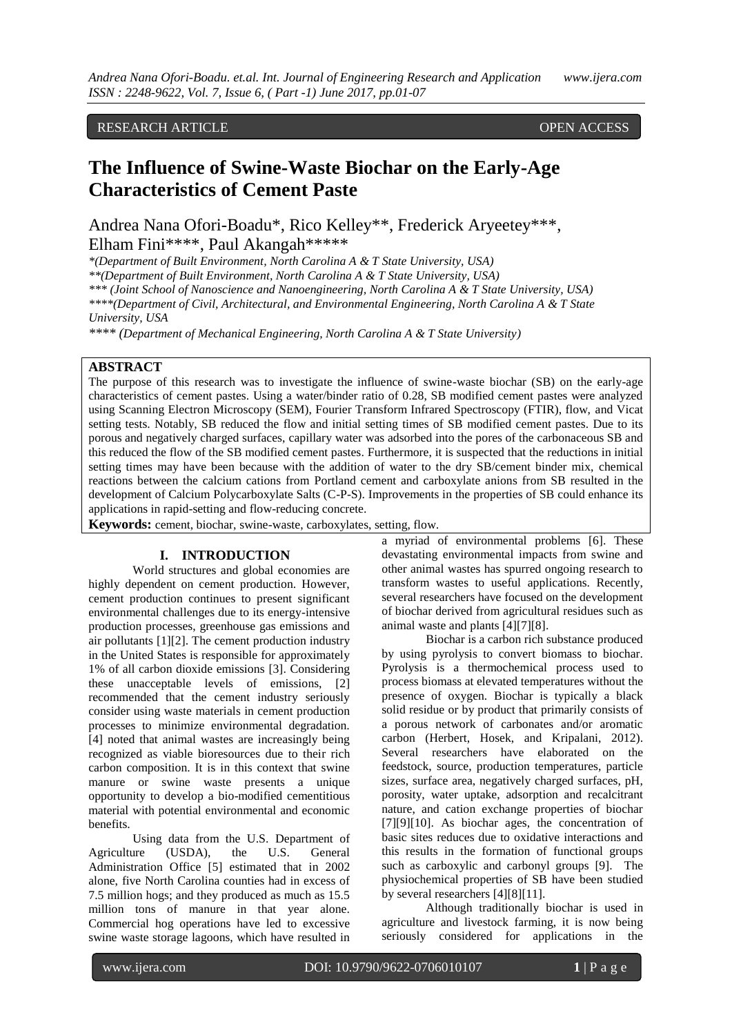RESEARCH ARTICLE OPEN ACCESS

# The Influence of Swine-Waste Biochar on the Early-Age Characteristics of Cement Paste

Andrea Nana Ofori-Boadu*, Rico Kelley**, Frederick Aryeetey***, Elham Fini****, Paul Akangah*****

*(Department of Built Environment, North Carolina A & T State University, USA)
**(Department of Built Environment, North Carolina A & T State University, USA)
*** (Joint School of Nanoscience and Nanoengineering, North Carolina A & T State University, USA)
****(Department of Civil, Architectural, and Environmental Engineering, North Carolina A & T State University, USA
**** (Department of Mechanical Engineering, North Carolina A & T State University)

## ABSTRACT

The purpose of this research was to investigate the influence of swine-waste biochar (SB) on the early-age characteristics of cement pastes. Using a water/binder ratio of 0.28, SB modified cement pastes were analyzed using Scanning Electron Microscopy (SEM), Fourier Transform Infrared Spectroscopy (FTIR), flow, and Vicat setting tests. Notably, SB reduced the flow and initial setting times of SB modified cement pastes. Due to its porous and negatively charged surfaces, capillary water was adsorbed into the pores of the carbonaceous SB and this reduced the flow of the SB modified cement pastes. Furthermore, it is suspected that the reductions in initial setting times may have been because with the addition of water to the dry SB/cement binder mix, chemical reactions between the calcium cations from Portland cement and carboxylate anions from SB resulted in the development of Calcium Polycarboxylate Salts (C-P-S). Improvements in the properties of SB could enhance its applications in rapid-setting and flow-reducing concrete.

**Keywords:** cement, biochar, swine-waste, carboxylates, setting, flow.

## I. INTRODUCTION

World structures and global economies are highly dependent on cement production. However, cement production continues to present significant environmental challenges due to its energy-intensive production processes, greenhouse gas emissions and air pollutants [1][2]. The cement production industry in the United States is responsible for approximately 1% of all carbon dioxide emissions [3]. Considering these unacceptable levels of emissions, [2] recommended that the cement industry seriously consider using waste materials in cement production processes to minimize environmental degradation. [4] noted that animal wastes are increasingly being recognized as viable bioresources due to their rich carbon composition. It is in this context that swine manure or swine waste presents a unique opportunity to develop a bio-modified cementitious material with potential environmental and economic benefits.

Using data from the U.S. Department of Agriculture (USDA), the U.S. General Administration Office [5] estimated that in 2002 alone, five North Carolina counties had in excess of 7.5 million hogs; and they produced as much as 15.5 million tons of manure in that year alone. Commercial hog operations have led to excessive swine waste storage lagoons, which have resulted in a myriad of environmental problems [6]. These devastating environmental impacts from swine and other animal wastes has spurred ongoing research to transform wastes to useful applications. Recently, several researchers have focused on the development of biochar derived from agricultural residues such as animal waste and plants [4][7][8].

Biochar is a carbon rich substance produced by using pyrolysis to convert biomass to biochar. Pyrolysis is a thermochemical process used to process biomass at elevated temperatures without the presence of oxygen. Biochar is typically a black solid residue or by product that primarily consists of a porous network of carbonates and/or aromatic carbon (Herbert, Hosek, and Kripalani, 2012). Several researchers have elaborated on the feedstock, source, production temperatures, particle sizes, surface area, negatively charged surfaces, pH, porosity, water uptake, adsorption and recalcitrant nature, and cation exchange properties of biochar [7][9][10]. As biochar ages, the concentration of basic sites reduces due to oxidative interactions and this results in the formation of functional groups such as carboxylic and carbonyl groups [9]. The physiochemical properties of SB have been studied by several researchers [4][8][11].

Although traditionally biochar is used in agriculture and livestock farming, it is now being seriously considered for applications in the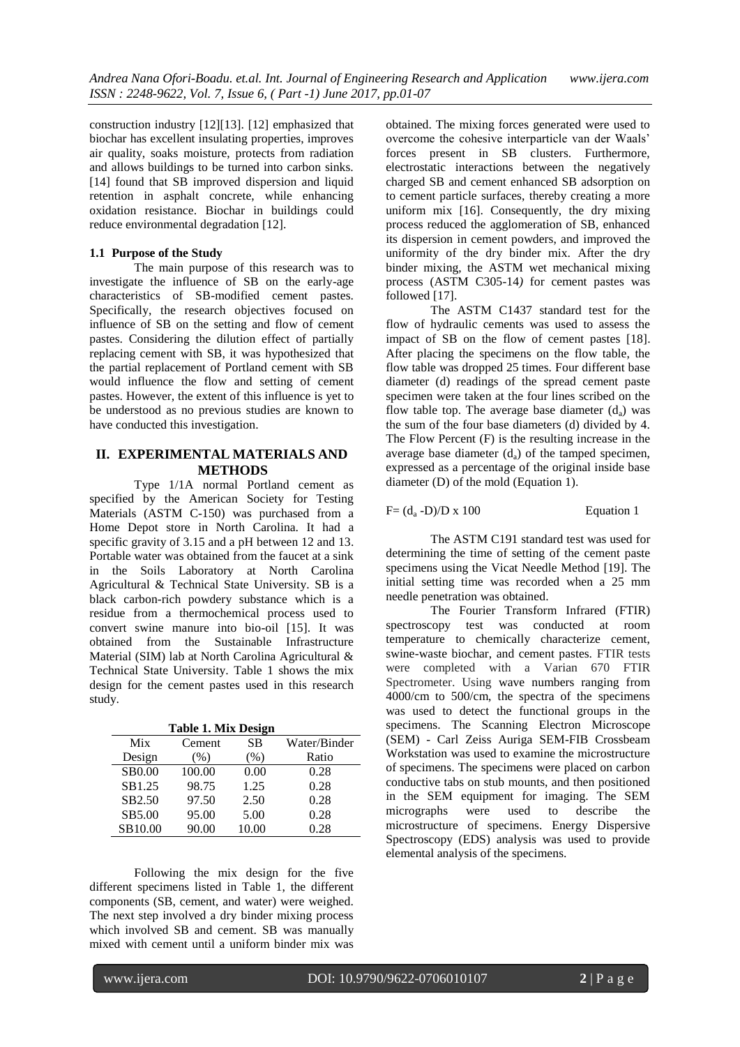construction industry [12][13]. [12] emphasized that biochar has excellent insulating properties, improves air quality, soaks moisture, protects from radiation and allows buildings to be turned into carbon sinks. [14] found that SB improved dispersion and liquid retention in asphalt concrete, while enhancing oxidation resistance. Biochar in buildings could reduce environmental degradation [12].

### 1.1 Purpose of the Study

The main purpose of this research was to investigate the influence of SB on the early-age characteristics of SB-modified cement pastes. Specifically, the research objectives focused on influence of SB on the setting and flow of cement pastes. Considering the dilution effect of partially replacing cement with SB, it was hypothesized that the partial replacement of Portland cement with SB would influence the flow and setting of cement pastes. However, the extent of this influence is yet to be understood as no previous studies are known to have conducted this investigation.

## II. EXPERIMENTAL MATERIALS AND METHODS

Type 1/1A normal Portland cement as specified by the American Society for Testing Materials (ASTM C-150) was purchased from a Home Depot store in North Carolina. It had a specific gravity of 3.15 and a pH between 12 and 13. Portable water was obtained from the faucet at a sink in the Soils Laboratory at North Carolina Agricultural & Technical State University. SB is a black carbon-rich powdery substance which is a residue from a thermochemical process used to convert swine manure into bio-oil [15]. It was obtained from the Sustainable Infrastructure Material (SIM) lab at North Carolina Agricultural & Technical State University. Table 1 shows the mix design for the cement pastes used in this research study.

**Table 1. Mix Design**

| Mix Design | Cement (%) | SB (%) | Water/Binder Ratio |
|---|---|---|---|
| SB0.00 | 100.00 | 0.00 | 0.28 |
| SB1.25 | 98.75 | 1.25 | 0.28 |
| SB2.50 | 97.50 | 2.50 | 0.28 |
| SB5.00 | 95.00 | 5.00 | 0.28 |
| SB10.00 | 90.00 | 10.00 | 0.28 |

Following the mix design for the five different specimens listed in Table 1, the different components (SB, cement, and water) were weighed. The next step involved a dry binder mixing process which involved SB and cement. SB was manually mixed with cement until a uniform binder mix was obtained. The mixing forces generated were used to overcome the cohesive interparticle van der Waals' forces present in SB clusters. Furthermore, electrostatic interactions between the negatively charged SB and cement enhanced SB adsorption on to cement particle surfaces, thereby creating a more uniform mix [16]. Consequently, the dry mixing process reduced the agglomeration of SB, enhanced its dispersion in cement powders, and improved the uniformity of the dry binder mix. After the dry binder mixing, the ASTM wet mechanical mixing process (ASTM C305-14) for cement pastes was followed [17].

The ASTM C1437 standard test for the flow of hydraulic cements was used to assess the impact of SB on the flow of cement pastes [18]. After placing the specimens on the flow table, the flow table was dropped 25 times. Four different base diameter (d) readings of the spread cement paste specimen were taken at the four lines scribed on the flow table top. The average base diameter ($d_a$) was the sum of the four base diameters (d) divided by 4. The Flow Percent (F) is the resulting increase in the average base diameter ($d_a$) of the tamped specimen, expressed as a percentage of the original inside base diameter (D) of the mold (Equation 1).

$$F = (d_a - D)/D \times 100 \qquad \text{Equation 1}$$

The ASTM C191 standard test was used for determining the time of setting of the cement paste specimens using the Vicat Needle Method [19]. The initial setting time was recorded when a 25 mm needle penetration was obtained.

The Fourier Transform Infrared (FTIR) spectroscopy test was conducted at room temperature to chemically characterize cement, swine-waste biochar, and cement pastes. FTIR tests were completed with a Varian 670 FTIR Spectrometer. Using wave numbers ranging from 4000/cm to 500/cm, the spectra of the specimens was used to detect the functional groups in the specimens. The Scanning Electron Microscope (SEM) - Carl Zeiss Auriga SEM-FIB Crossbeam Workstation was used to examine the microstructure of specimens. The specimens were placed on carbon conductive tabs on stub mounts, and then positioned in the SEM equipment for imaging. The SEM micrographs were used to describe the microstructure of specimens. Energy Dispersive Spectroscopy (EDS) analysis was used to provide elemental analysis of the specimens.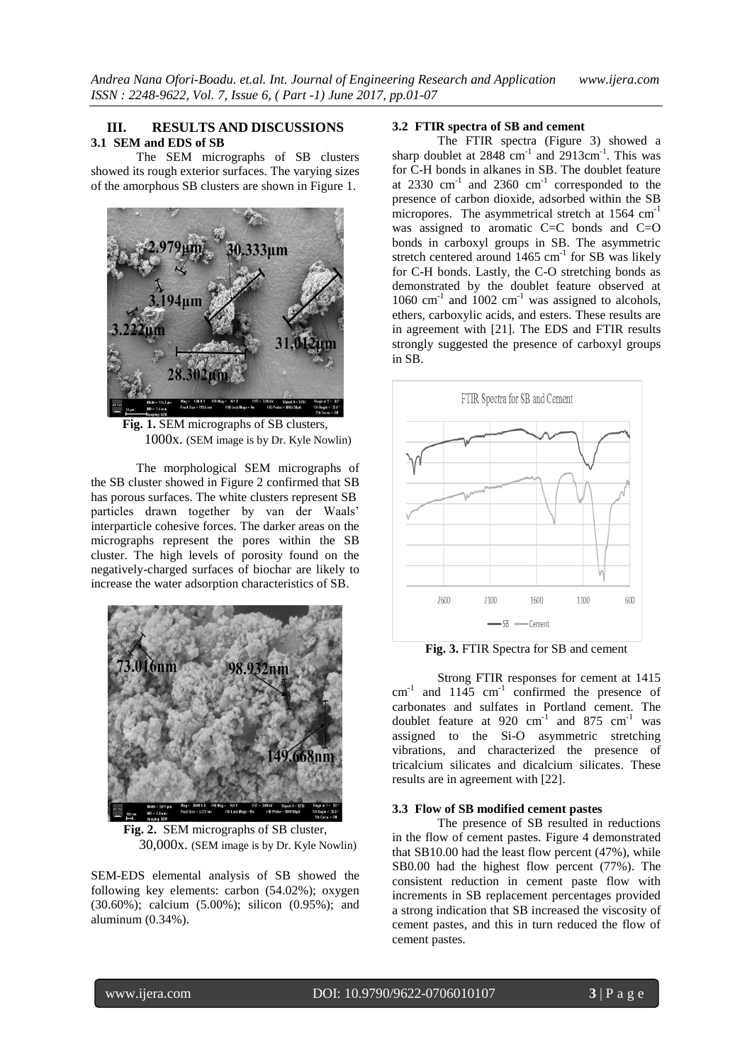## III. RESULTS AND DISCUSSIONS

### 3.1 SEM and EDS of SB

The SEM micrographs of SB clusters showed its rough exterior surfaces. The varying sizes of the amorphous SB clusters are shown in Figure 1.

**Fig. 1.** SEM micrographs of SB clusters, 1000x. (SEM image is by Dr. Kyle Nowlin)

The morphological SEM micrographs of the SB cluster showed in Figure 2 confirmed that SB has porous surfaces. The white clusters represent SB particles drawn together by van der Waals' interparticle cohesive forces. The darker areas on the micrographs represent the pores within the SB cluster. The high levels of porosity found on the negatively-charged surfaces of biochar are likely to increase the water adsorption characteristics of SB.

**Fig. 2.** SEM micrographs of SB cluster, 30,000x. (SEM image is by Dr. Kyle Nowlin)

SEM-EDS elemental analysis of SB showed the following key elements: carbon (54.02%); oxygen (30.60%); calcium (5.00%); silicon (0.95%); and aluminum (0.34%).

### 3.2 FTIR spectra of SB and cement

The FTIR spectra (Figure 3) showed a sharp doublet at 2848 $cm^{-1}$ and 2913$cm^{-1}$. This was for C-H bonds in alkanes in SB. The doublet feature at 2330 $cm^{-1}$ and 2360 $cm^{-1}$ corresponded to the presence of carbon dioxide, adsorbed within the SB micropores. The asymmetrical stretch at 1564 $cm^{-1}$ was assigned to aromatic C=C bonds and C=O bonds in carboxyl groups in SB. The asymmetric stretch centered around 1465 $cm^{-1}$ for SB was likely for C-H bonds. Lastly, the C-O stretching bonds as demonstrated by the doublet feature observed at 1060 $cm^{-1}$ and 1002 $cm^{-1}$ was assigned to alcohols, ethers, carboxylic acids, and esters. These results are in agreement with [21]. The EDS and FTIR results strongly suggested the presence of carboxyl groups in SB.

**Fig. 3.** FTIR Spectra for SB and cement

Strong FTIR responses for cement at 1415 $cm^{-1}$ and 1145 $cm^{-1}$ confirmed the presence of carbonates and sulfates in Portland cement. The doublet feature at 920 $cm^{-1}$ and 875 $cm^{-1}$ was assigned to the Si-O asymmetric stretching vibrations, and characterized the presence of tricalcium silicates and dicalcium silicates. These results are in agreement with [22].

### 3.3 Flow of SB modified cement pastes

The presence of SB resulted in reductions in the flow of cement pastes. Figure 4 demonstrated that SB10.00 had the least flow percent (47%), while SB0.00 had the highest flow percent (77%). The consistent reduction in cement paste flow with increments in SB replacement percentages provided a strong indication that SB increased the viscosity of cement pastes, and this in turn reduced the flow of cement pastes.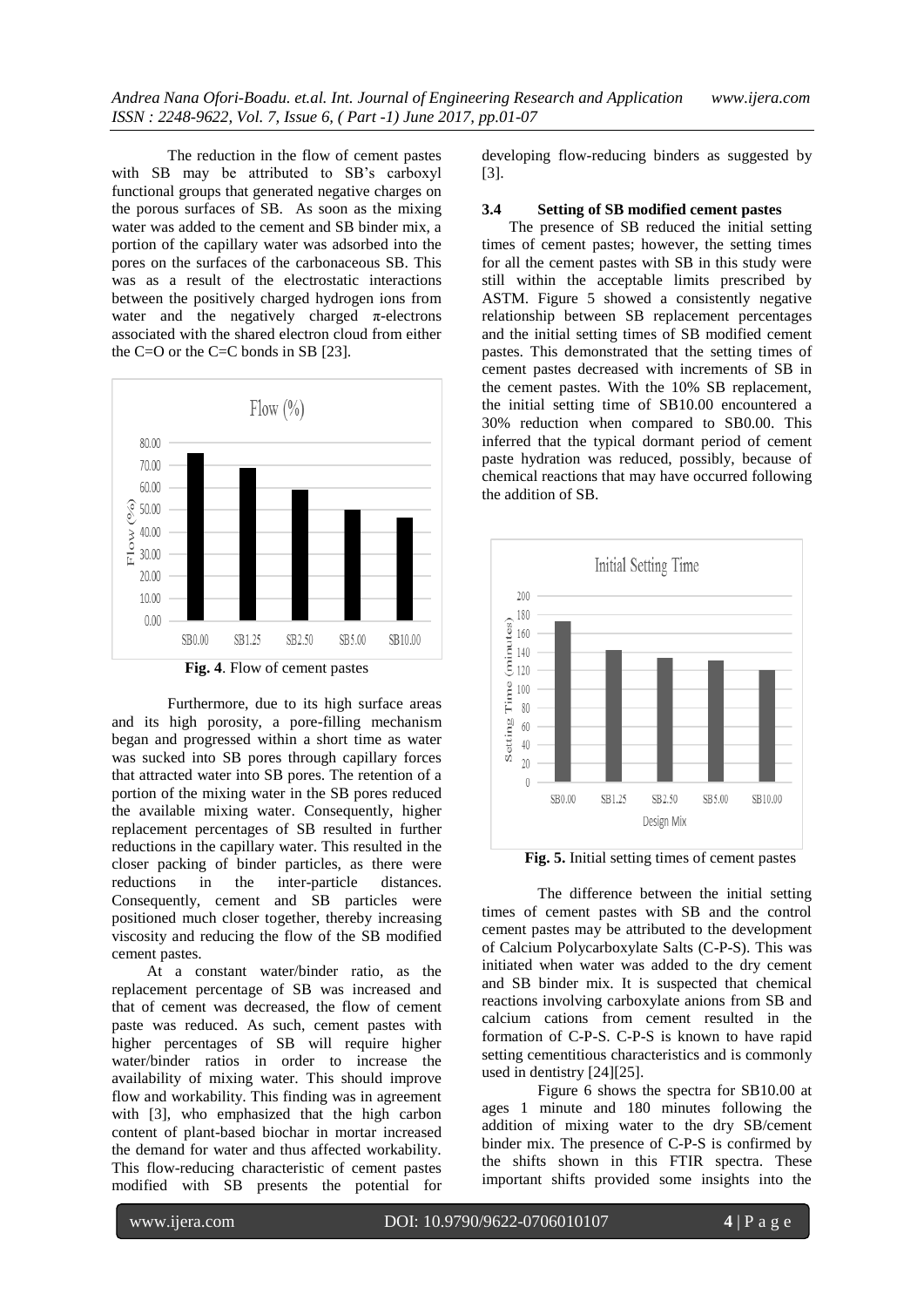The reduction in the flow of cement pastes with SB may be attributed to SB's carboxyl functional groups that generated negative charges on the porous surfaces of SB. As soon as the mixing water was added to the cement and SB binder mix, a portion of the capillary water was adsorbed into the pores on the surfaces of the carbonaceous SB. This was as a result of the electrostatic interactions between the positively charged hydrogen ions from water and the negatively charged π-electrons associated with the shared electron cloud from either the C=O or the C=C bonds in SB [23].

Flow (%)

80.00
70.00
60.00
50.00
40.00
30.00
20.00
10.00
0.00

Flow (%)

SB0.00 SB1.25 SB2.50 SB5.00 SB10.00

**Fig. 4**. Flow of cement pastes

Furthermore, due to its high surface areas and its high porosity, a pore-filling mechanism began and progressed within a short time as water was sucked into SB pores through capillary forces that attracted water into SB pores. The retention of a portion of the mixing water in the SB pores reduced the available mixing water. Consequently, higher replacement percentages of SB resulted in further reductions in the capillary water. This resulted in the closer packing of binder particles, as there were reductions in the inter-particle distances. Consequently, cement and SB particles were positioned much closer together, thereby increasing viscosity and reducing the flow of the SB modified cement pastes.

At a constant water/binder ratio, as the replacement percentage of SB was increased and that of cement was decreased, the flow of cement paste was reduced. As such, cement pastes with higher percentages of SB will require higher water/binder ratios in order to increase the availability of mixing water. This should improve flow and workability. This finding was in agreement with [3], who emphasized that the high carbon content of plant-based biochar in mortar increased the demand for water and thus affected workability. This flow-reducing characteristic of cement pastes modified with SB presents the potential for developing flow-reducing binders as suggested by [3].

### 3.4 Setting of SB modified cement pastes

The presence of SB reduced the initial setting times of cement pastes; however, the setting times for all the cement pastes with SB in this study were still within the acceptable limits prescribed by ASTM. Figure 5 showed a consistently negative relationship between SB replacement percentages and the initial setting times of SB modified cement pastes. This demonstrated that the setting times of cement pastes decreased with increments of SB in the cement pastes. With the 10% SB replacement, the initial setting time of SB10.00 encountered a 30% reduction when compared to SB0.00. This inferred that the typical dormant period of cement paste hydration was reduced, possibly, because of chemical reactions that may have occurred following the addition of SB.

Initial Setting Time

200
180
160
140
120
100
80
60
40
20
0

Setting Time (minutes)

SB0.00 SB1.25 SB2.50 SB5.00 SB10.00

Design Mix

**Fig. 5.** Initial setting times of cement pastes

The difference between the initial setting times of cement pastes with SB and the control cement pastes may be attributed to the development of Calcium Polycarboxylate Salts (C-P-S). This was initiated when water was added to the dry cement and SB binder mix. It is suspected that chemical reactions involving carboxylate anions from SB and calcium cations from cement resulted in the formation of C-P-S. C-P-S is known to have rapid setting cementitious characteristics and is commonly used in dentistry [24][25].

Figure 6 shows the spectra for SB10.00 at ages 1 minute and 180 minutes following the addition of mixing water to the dry SB/cement binder mix. The presence of C-P-S is confirmed by the shifts shown in this FTIR spectra. These important shifts provided some insights into the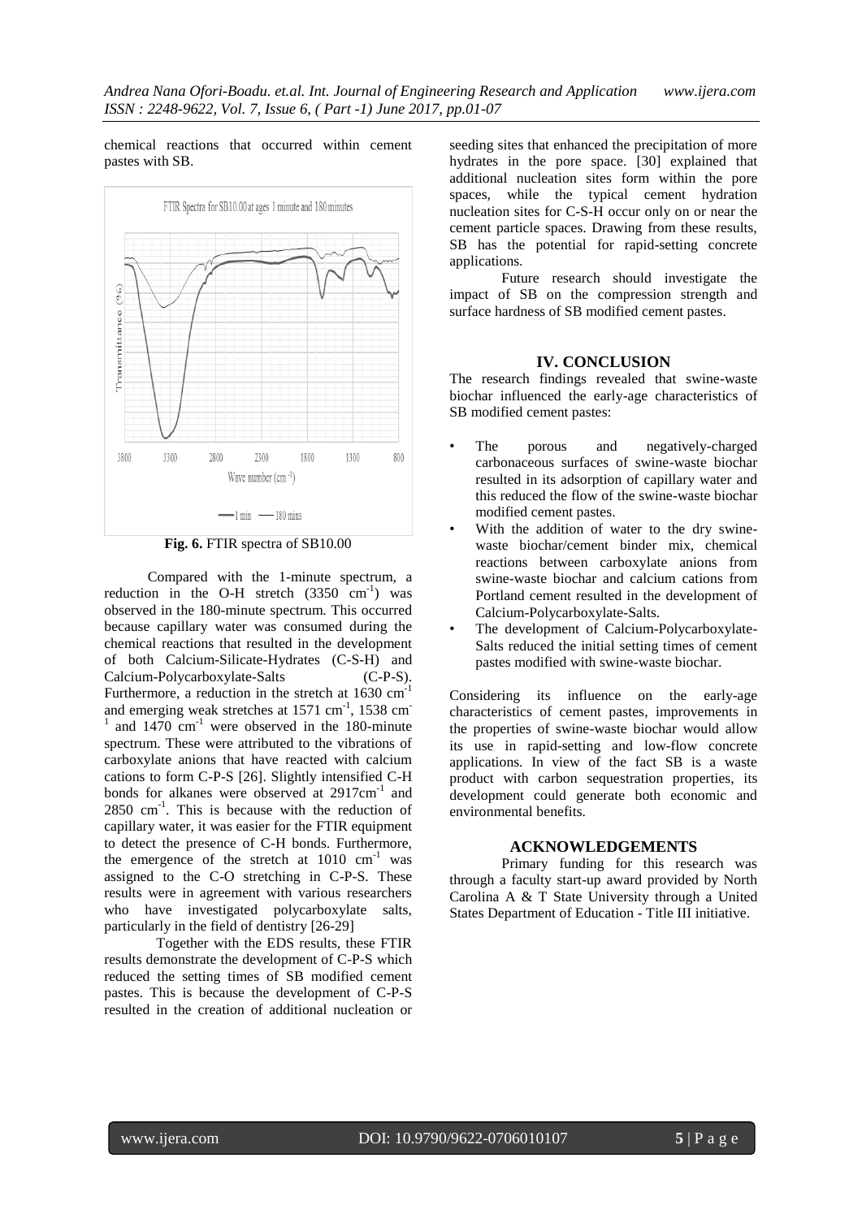chemical reactions that occurred within cement pastes with SB.

**Fig. 6.** FTIR spectra of SB10.00

Compared with the 1-minute spectrum, a reduction in the O-H stretch (3350 $cm^{-1}$) was observed in the 180-minute spectrum. This occurred because capillary water was consumed during the chemical reactions that resulted in the development of both Calcium-Silicate-Hydrates (C-S-H) and Calcium-Polycarboxylate-Salts (C-P-S). Furthermore, a reduction in the stretch at 1630 $cm^{-1}$ and emerging weak stretches at 1571 $cm^{-1}$, 1538 $cm^{-1}$ and 1470 $cm^{-1}$ were observed in the 180-minute spectrum. These were attributed to the vibrations of carboxylate anions that have reacted with calcium cations to form C-P-S [26]. Slightly intensified C-H bonds for alkanes were observed at 2917$cm^{-1}$ and 2850 $cm^{-1}$. This is because with the reduction of capillary water, it was easier for the FTIR equipment to detect the presence of C-H bonds. Furthermore, the emergence of the stretch at 1010 $cm^{-1}$ was assigned to the C-O stretching in C-P-S. These results were in agreement with various researchers who have investigated polycarboxylate salts, particularly in the field of dentistry [26-29]

Together with the EDS results, these FTIR results demonstrate the development of C-P-S which reduced the setting times of SB modified cement pastes. This is because the development of C-P-S resulted in the creation of additional nucleation or seeding sites that enhanced the precipitation of more hydrates in the pore space. [30] explained that additional nucleation sites form within the pore spaces, while the typical cement hydration nucleation sites for C-S-H occur only on or near the cement particle spaces. Drawing from these results, SB has the potential for rapid-setting concrete applications.

Future research should investigate the impact of SB on the compression strength and surface hardness of SB modified cement pastes.

## IV. CONCLUSION

The research findings revealed that swine-waste biochar influenced the early-age characteristics of SB modified cement pastes:

- The porous and negatively-charged carbonaceous surfaces of swine-waste biochar resulted in its adsorption of capillary water and this reduced the flow of the swine-waste biochar modified cement pastes.
- With the addition of water to the dry swine-waste biochar/cement binder mix, chemical reactions between carboxylate anions from swine-waste biochar and calcium cations from Portland cement resulted in the development of Calcium-Polycarboxylate-Salts.
- The development of Calcium-Polycarboxylate-Salts reduced the initial setting times of cement pastes modified with swine-waste biochar.

Considering its influence on the early-age characteristics of cement pastes, improvements in the properties of swine-waste biochar would allow its use in rapid-setting and low-flow concrete applications. In view of the fact SB is a waste product with carbon sequestration properties, its development could generate both economic and environmental benefits.

## ACKNOWLEDGEMENTS

Primary funding for this research was through a faculty start-up award provided by North Carolina A & T State University through a United States Department of Education - Title III initiative.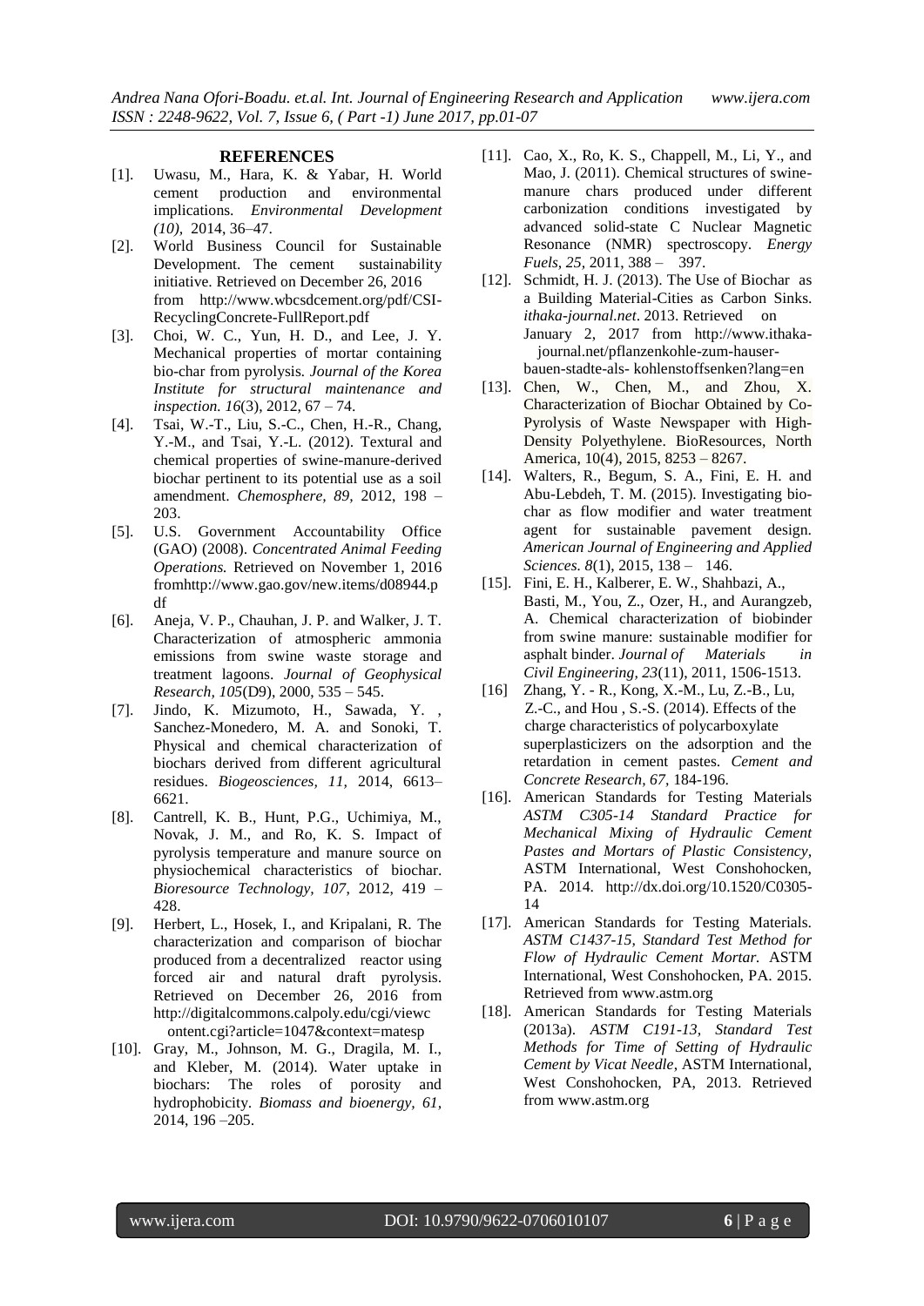## REFERENCES

[1]. Uwasu, M., Hara, K. & Yabar, H. World cement production and environmental implications. *Environmental Development (10),* 2014, 36–47.

[2]. World Business Council for Sustainable Development. The cement sustainability initiative. Retrieved on December 26, 2016 from http://www.wbcsdcement.org/pdf/CSI-RecyclingConcrete-FullReport.pdf

[3]. Choi, W. C., Yun, H. D., and Lee, J. Y. Mechanical properties of mortar containing bio-char from pyrolysis. *Journal of the Korea Institute for structural maintenance and inspection. 16*(3), 2012, 67 – 74.

[4]. Tsai, W.-T., Liu, S.-C., Chen, H.-R., Chang, Y.-M., and Tsai, Y.-L. (2012). Textural and chemical properties of swine-manure-derived biochar pertinent to its potential use as a soil amendment. *Chemosphere, 89*, 2012, 198 – 203.

[5]. U.S. Government Accountability Office (GAO) (2008). *Concentrated Animal Feeding Operations.* Retrieved on November 1, 2016 fromhttp://www.gao.gov/new.items/d08944.pdf

[6]. Aneja, V. P., Chauhan, J. P. and Walker, J. T. Characterization of atmospheric ammonia emissions from swine waste storage and treatment lagoons. *Journal of Geophysical Research, 105*(D9), 2000, 535 – 545.

[7]. Jindo, K. Mizumoto, H., Sawada, Y. , Sanchez-Monedero, M. A. and Sonoki, T. Physical and chemical characterization of biochars derived from different agricultural residues. *Biogeosciences, 11,* 2014, 6613–6621.

[8]. Cantrell, K. B., Hunt, P.G., Uchimiya, M., Novak, J. M., and Ro, K. S. Impact of pyrolysis temperature and manure source on physiochemical characteristics of biochar. *Bioresource Technology, 107*, 2012, 419 – 428.

[9]. Herbert, L., Hosek, I., and Kripalani, R. The characterization and comparison of biochar produced from a decentralized reactor using forced air and natural draft pyrolysis. Retrieved on December 26, 2016 from http://digitalcommons.calpoly.edu/cgi/viewcontent.cgi?article=1047&context=matesp

[10]. Gray, M., Johnson, M. G., Dragila, M. I., and Kleber, M. (2014). Water uptake in biochars: The roles of porosity and hydrophobicity. *Biomass and bioenergy, 61*, 2014, 196 –205.

[11]. Cao, X., Ro, K. S., Chappell, M., Li, Y., and Mao, J. (2011). Chemical structures of swine-manure chars produced under different carbonization conditions investigated by advanced solid-state C Nuclear Magnetic Resonance (NMR) spectroscopy. *Energy Fuels, 25*, 2011, 388 – 397.

[12]. Schmidt, H. J. (2013). The Use of Biochar as a Building Material-Cities as Carbon Sinks. *ithaka-journal.net*. 2013. Retrieved on January 2, 2017 from http://www.ithaka-journal.net/pflanzenkohle-zum-hauser-bauen-stadte-als- kohlenstoffsenken?lang=en

[13]. Chen, W., Chen, M., and Zhou, X. Characterization of Biochar Obtained by Co-Pyrolysis of Waste Newspaper with High-Density Polyethylene. BioResources, North America, 10(4), 2015, 8253 – 8267.

[14]. Walters, R., Begum, S. A., Fini, E. H. and Abu-Lebdeh, T. M. (2015). Investigating bio-char as flow modifier and water treatment agent for sustainable pavement design. *American Journal of Engineering and Applied Sciences. 8*(1), 2015, 138 – 146.

[15]. Fini, E. H., Kalberer, E. W., Shahbazi, A., Basti, M., You, Z., Ozer, H., and Aurangzeb, A. Chemical characterization of biobinder from swine manure: sustainable modifier for asphalt binder. *Journal of Materials in Civil Engineering, 23*(11), 2011, 1506-1513.

[16] Zhang, Y. - R., Kong, X.-M., Lu, Z.-B., Lu, Z.-C., and Hou , S.-S. (2014). Effects of the charge characteristics of polycarboxylate superplasticizers on the adsorption and the retardation in cement pastes. *Cement and Concrete Research, 67*, 184-196.

[16]. American Standards for Testing Materials *ASTM C305-14 Standard Practice for Mechanical Mixing of Hydraulic Cement Pastes and Mortars of Plastic Consistency,* ASTM International, West Conshohocken, PA. 2014. http://dx.doi.org/10.1520/C0305-14

[17]. American Standards for Testing Materials. *ASTM C1437-15, Standard Test Method for Flow of Hydraulic Cement Mortar.* ASTM International, West Conshohocken, PA. 2015. Retrieved from www.astm.org

[18]. American Standards for Testing Materials (2013a). *ASTM C191-13, Standard Test Methods for Time of Setting of Hydraulic Cement by Vicat Needle*, ASTM International, West Conshohocken, PA, 2013. Retrieved from www.astm.org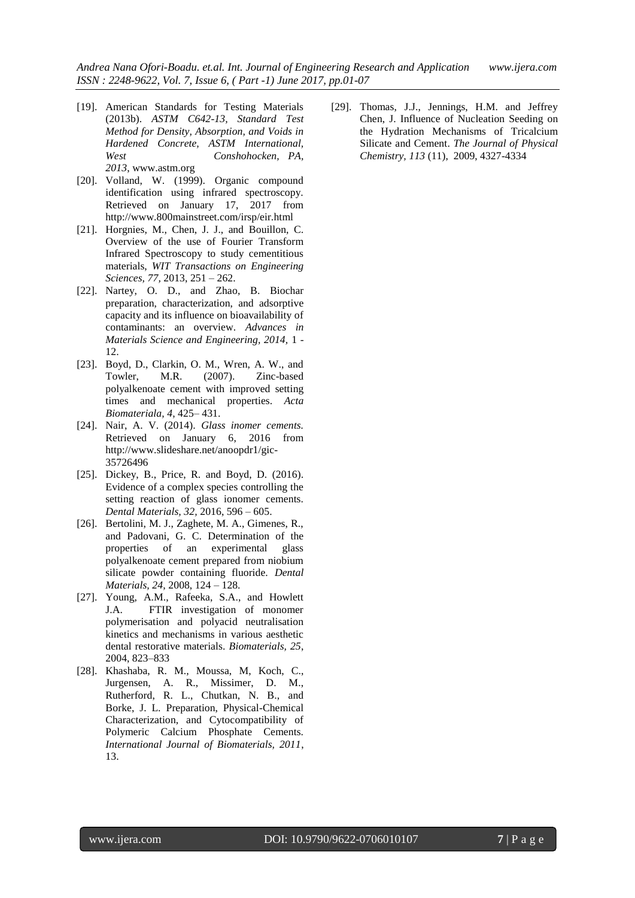[19]. American Standards for Testing Materials (2013b). *ASTM C642-13, Standard Test Method for Density, Absorption, and Voids in Hardened Concrete, ASTM International, West Conshohocken, PA, 2013*, www.astm.org

[20]. Volland, W. (1999). Organic compound identification using infrared spectroscopy. Retrieved on January 17, 2017 from http://www.800mainstreet.com/irsp/eir.html

[21]. Horgnies, M., Chen, J. J., and Bouillon, C. Overview of the use of Fourier Transform Infrared Spectroscopy to study cementitious materials, *WIT Transactions on Engineering Sciences, 77,* 2013, 251 – 262.

[22]. Nartey, O. D., and Zhao, B. Biochar preparation, characterization, and adsorptive capacity and its influence on bioavailability of contaminants: an overview. *Advances in Materials Science and Engineering, 2014,* 1 - 12.

[23]. Boyd, D., Clarkin, O. M., Wren, A. W., and Towler, M.R. (2007). Zinc-based polyalkenoate cement with improved setting times and mechanical properties. *Acta Biomateriala, 4*, 425– 431.

[24]. Nair, A. V. (2014). *Glass inomer cements.* Retrieved on January 6, 2016 from http://www.slideshare.net/anoopdr1/gic-35726496

[25]. Dickey, B., Price, R. and Boyd, D. (2016). Evidence of a complex species controlling the setting reaction of glass ionomer cements. *Dental Materials, 32,* 2016, 596 – 605.

[26]. Bertolini, M. J., Zaghete, M. A., Gimenes, R., and Padovani, G. C. Determination of the properties of an experimental glass polyalkenoate cement prepared from niobium silicate powder containing fluoride. *Dental Materials, 24,* 2008, 124 – 128.

[27]. Young, A.M., Rafeeka, S.A., and Howlett J.A. FTIR investigation of monomer polymerisation and polyacid neutralisation kinetics and mechanisms in various aesthetic dental restorative materials. *Biomaterials, 25*, 2004, 823–833

[28]. Khashaba, R. M., Moussa, M, Koch, C., Jurgensen, A. R., Missimer, D. M., Rutherford, R. L., Chutkan, N. B., and Borke, J. L. Preparation, Physical-Chemical Characterization, and Cytocompatibility of Polymeric Calcium Phosphate Cements. *International Journal of Biomaterials, 2011*, 13.

[29]. Thomas, J.J., Jennings, H.M. and Jeffrey Chen, J. Influence of Nucleation Seeding on the Hydration Mechanisms of Tricalcium Silicate and Cement. *The Journal of Physical Chemistry, 113* (11), 2009, 4327-4334